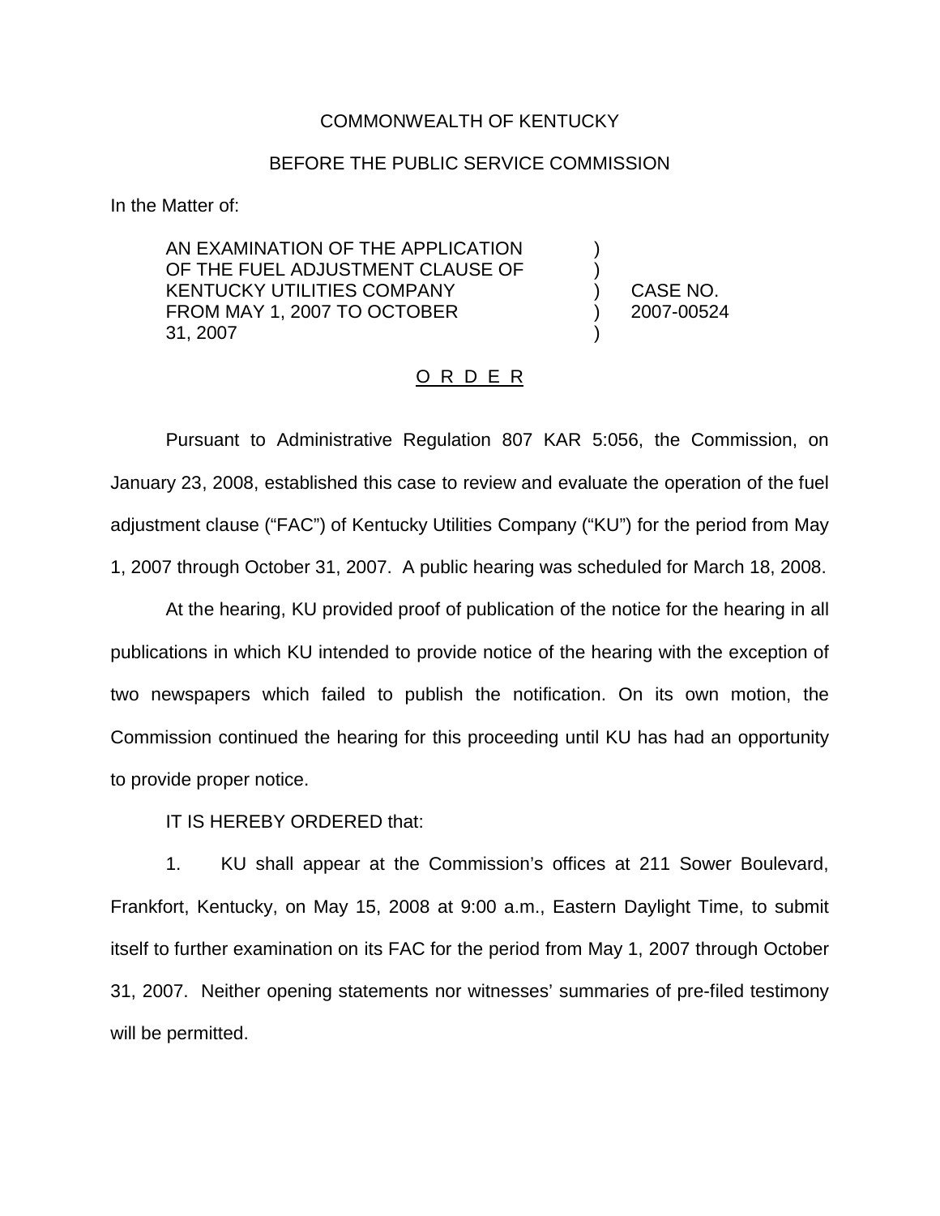COMMONWEALTH OF KENTUCKY

BEFORE THE PUBLIC SERVICE COMMISSION

In the Matter of:

| | | |
|---|---|---|
| AN EXAMINATION OF THE APPLICATION OF THE FUEL ADJUSTMENT CLAUSE OF KENTUCKY UTILITIES COMPANY FROM MAY 1, 2007 TO OCTOBER 31, 2007 | ) ) ) ) ) | CASE NO. 2007-00524 |

<u>O R D E R</u>

Pursuant to Administrative Regulation 807 KAR 5:056, the Commission, on January 23, 2008, established this case to review and evaluate the operation of the fuel adjustment clause ("FAC") of Kentucky Utilities Company ("KU") for the period from May 1, 2007 through October 31, 2007. A public hearing was scheduled for March 18, 2008.

At the hearing, KU provided proof of publication of the notice for the hearing in all publications in which KU intended to provide notice of the hearing with the exception of two newspapers which failed to publish the notification. On its own motion, the Commission continued the hearing for this proceeding until KU has had an opportunity to provide proper notice.

IT IS HEREBY ORDERED that:

1. KU shall appear at the Commission's offices at 211 Sower Boulevard, Frankfort, Kentucky, on May 15, 2008 at 9:00 a.m., Eastern Daylight Time, to submit itself to further examination on its FAC for the period from May 1, 2007 through October 31, 2007. Neither opening statements nor witnesses' summaries of pre-filed testimony will be permitted.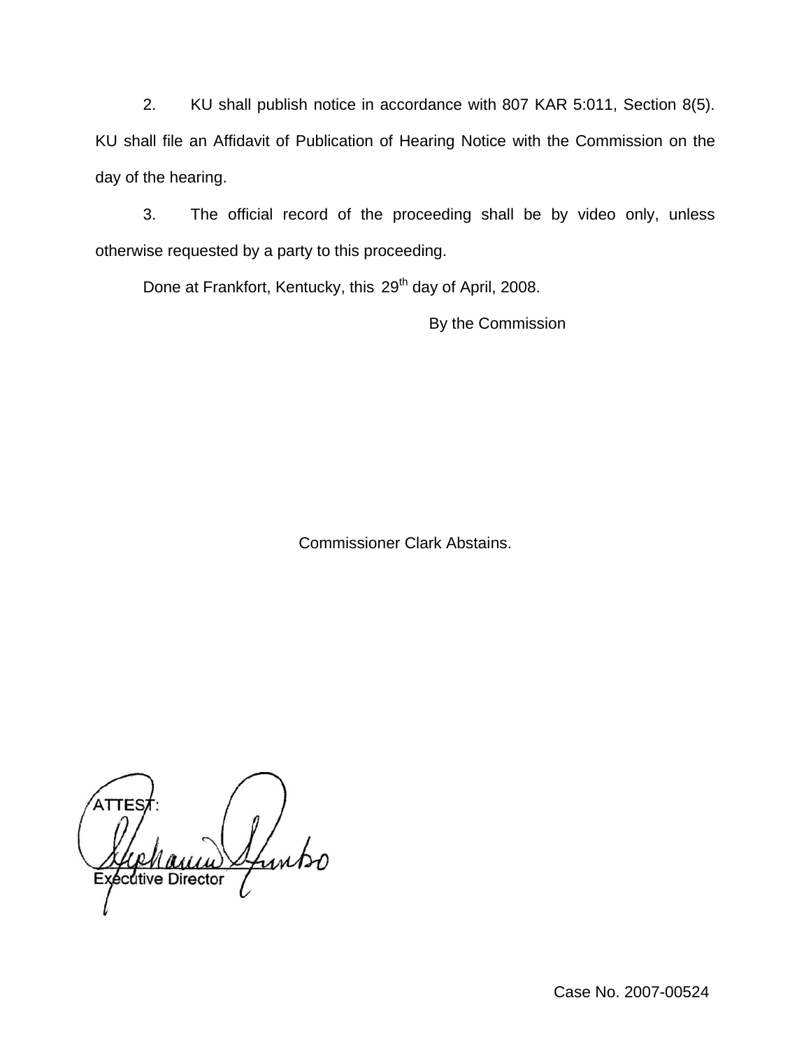2. KU shall publish notice in accordance with 807 KAR 5:011, Section 8(5). KU shall file an Affidavit of Publication of Hearing Notice with the Commission on the day of the hearing.

3. The official record of the proceeding shall be by video only, unless otherwise requested by a party to this proceeding.

Done at Frankfort, Kentucky, this 29th day of April, 2008.

By the Commission

Commissioner Clark Abstains.

ATTEST:

Executive Director

Case No. 2007-00524